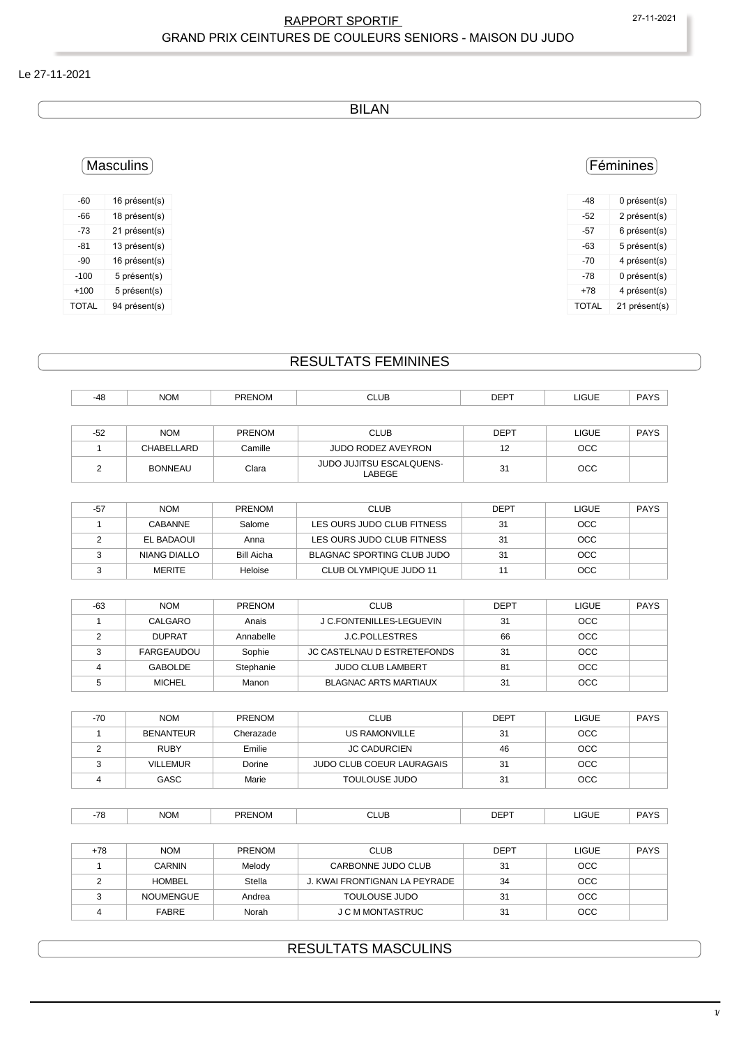# RAPPORT SPORTIF
## GRAND PRIX CEINTURES DE COULEURS SENIORS - MAISON DU JUDO

Le 27-11-2021

## BILAN

### Masculins

| | |
|---|---|
| -60 | 16 présent(s) |
| -66 | 18 présent(s) |
| -73 | 21 présent(s) |
| -81 | 13 présent(s) |
| -90 | 16 présent(s) |
| -100 | 5 présent(s) |
| +100 | 5 présent(s) |
| TOTAL | 94 présent(s) |

### Féminines

| | |
|---|---|
| -48 | 0 présent(s) |
| -52 | 2 présent(s) |
| -57 | 6 présent(s) |
| -63 | 5 présent(s) |
| -70 | 4 présent(s) |
| -78 | 0 présent(s) |
| +78 | 4 présent(s) |
| TOTAL | 21 présent(s) |

## RESULTATS FEMININES

| -48 | NOM | PRENOM | CLUB | DEPT | LIGUE | PAYS |
|---|---|---|---|---|---|---|

| -52 | NOM | PRENOM | CLUB | DEPT | LIGUE | PAYS |
|---|---|---|---|---|---|---|
| 1 | CHABELLARD | Camille | JUDO RODEZ AVEYRON | 12 | OCC | |
| 2 | BONNEAU | Clara | JUDO JUJITSU ESCALQUENS-LABEGE | 31 | OCC | |

| -57 | NOM | PRENOM | CLUB | DEPT | LIGUE | PAYS |
|---|---|---|---|---|---|---|
| 1 | CABANNE | Salome | LES OURS JUDO CLUB FITNESS | 31 | OCC | |
| 2 | EL BADAOUI | Anna | LES OURS JUDO CLUB FITNESS | 31 | OCC | |
| 3 | NIANG DIALLO | Bill Aicha | BLAGNAC SPORTING CLUB JUDO | 31 | OCC | |
| 3 | MERITE | Heloise | CLUB OLYMPIQUE JUDO 11 | 11 | OCC | |

| -63 | NOM | PRENOM | CLUB | DEPT | LIGUE | PAYS |
|---|---|---|---|---|---|---|
| 1 | CALGARO | Anais | J C.FONTENILLES-LEGUEVIN | 31 | OCC | |
| 2 | DUPRAT | Annabelle | J.C.POLLESTRES | 66 | OCC | |
| 3 | FARGEAUDOU | Sophie | JC CASTELNAU D ESTRETEFONDS | 31 | OCC | |
| 4 | GABOLDE | Stephanie | JUDO CLUB LAMBERT | 81 | OCC | |
| 5 | MICHEL | Manon | BLAGNAC ARTS MARTIAUX | 31 | OCC | |

| -70 | NOM | PRENOM | CLUB | DEPT | LIGUE | PAYS |
|---|---|---|---|---|---|---|
| 1 | BENANTEUR | Cherazade | US RAMONVILLE | 31 | OCC | |
| 2 | RUBY | Emilie | JC CADURCIEN | 46 | OCC | |
| 3 | VILLEMUR | Dorine | JUDO CLUB COEUR LAURAGAIS | 31 | OCC | |
| 4 | GASC | Marie | TOULOUSE JUDO | 31 | OCC | |

| -78 | NOM | PRENOM | CLUB | DEPT | LIGUE | PAYS |
|---|---|---|---|---|---|---|

| +78 | NOM | PRENOM | CLUB | DEPT | LIGUE | PAYS |
|---|---|---|---|---|---|---|
| 1 | CARNIN | Melody | CARBONNE JUDO CLUB | 31 | OCC | |
| 2 | HOMBEL | Stella | J. KWAI FRONTIGNAN LA PEYRADE | 34 | OCC | |
| 3 | NOUMENGUE | Andrea | TOULOUSE JUDO | 31 | OCC | |
| 4 | FABRE | Norah | J C M MONTASTRUC | 31 | OCC | |

## RESULTATS MASCULINS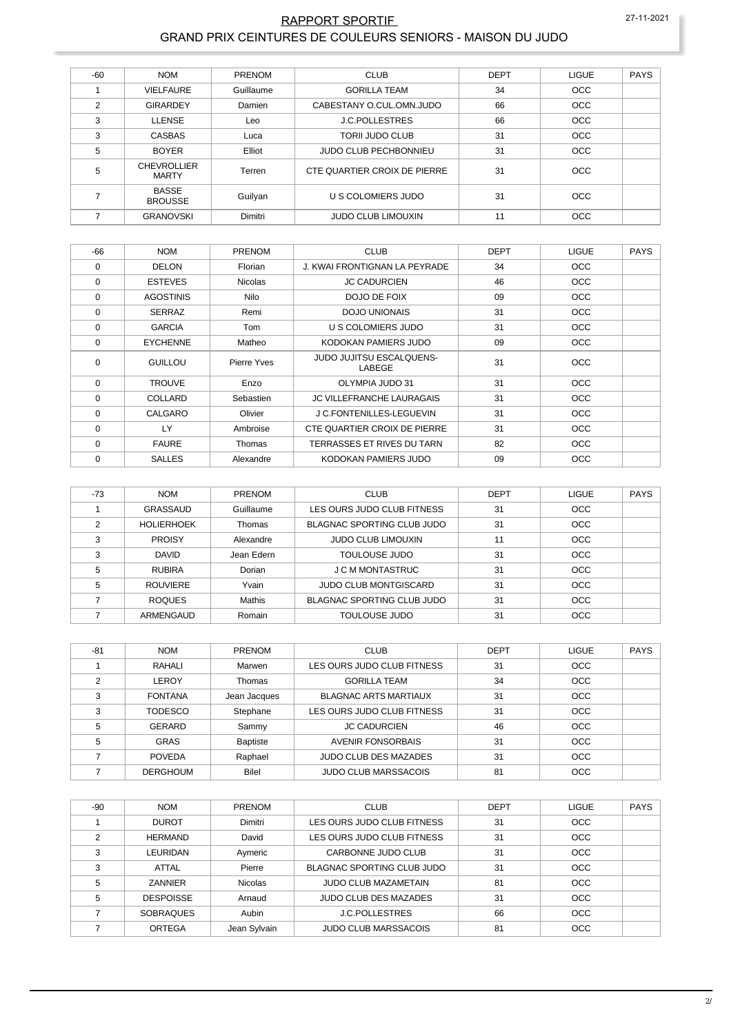# RAPPORT SPORTIF

## GRAND PRIX CEINTURES DE COULEURS SENIORS - MAISON DU JUDO

| -60 | NOM | PRENOM | CLUB | DEPT | LIGUE | PAYS |
|---|---|---|---|---|---|---|
| 1 | VIELFAURE | Guillaume | GORILLA TEAM | 34 | OCC | |
| 2 | GIRARDEY | Damien | CABESTANY O.CUL.OMN.JUDO | 66 | OCC | |
| 3 | LLENSE | Leo | J.C.POLLESTRES | 66 | OCC | |
| 3 | CASBAS | Luca | TORII JUDO CLUB | 31 | OCC | |
| 5 | BOYER | Elliot | JUDO CLUB PECHBONNIEU | 31 | OCC | |
| 5 | CHEVROLLIER MARTY | Terren | CTE QUARTIER CROIX DE PIERRE | 31 | OCC | |
| 7 | BASSE BROUSSE | Guilyan | U S COLOMIERS JUDO | 31 | OCC | |
| 7 | GRANOVSKI | Dimitri | JUDO CLUB LIMOUXIN | 11 | OCC | |

| -66 | NOM | PRENOM | CLUB | DEPT | LIGUE | PAYS |
|---|---|---|---|---|---|---|
| 0 | DELON | Florian | J. KWAI FRONTIGNAN LA PEYRADE | 34 | OCC | |
| 0 | ESTEVES | Nicolas | JC CADURCIEN | 46 | OCC | |
| 0 | AGOSTINIS | Nilo | DOJO DE FOIX | 09 | OCC | |
| 0 | SERRAZ | Remi | DOJO UNIONAIS | 31 | OCC | |
| 0 | GARCIA | Tom | U S COLOMIERS JUDO | 31 | OCC | |
| 0 | EYCHENNE | Matheo | KODOKAN PAMIERS JUDO | 09 | OCC | |
| 0 | GUILLOU | Pierre Yves | JUDO JUJITSU ESCALQUENS-LABEGE | 31 | OCC | |
| 0 | TROUVE | Enzo | OLYMPIA JUDO 31 | 31 | OCC | |
| 0 | COLLARD | Sebastien | JC VILLEFRANCHE LAURAGAIS | 31 | OCC | |
| 0 | CALGARO | Olivier | J C.FONTENILLES-LEGUEVIN | 31 | OCC | |
| 0 | LY | Ambroise | CTE QUARTIER CROIX DE PIERRE | 31 | OCC | |
| 0 | FAURE | Thomas | TERRASSES ET RIVES DU TARN | 82 | OCC | |
| 0 | SALLES | Alexandre | KODOKAN PAMIERS JUDO | 09 | OCC | |

| -73 | NOM | PRENOM | CLUB | DEPT | LIGUE | PAYS |
|---|---|---|---|---|---|---|
| 1 | GRASSAUD | Guillaume | LES OURS JUDO CLUB FITNESS | 31 | OCC | |
| 2 | HOLIERHOEK | Thomas | BLAGNAC SPORTING CLUB JUDO | 31 | OCC | |
| 3 | PROISY | Alexandre | JUDO CLUB LIMOUXIN | 11 | OCC | |
| 3 | DAVID | Jean Edern | TOULOUSE JUDO | 31 | OCC | |
| 5 | RUBIRA | Dorian | J C M MONTASTRUC | 31 | OCC | |
| 5 | ROUVIERE | Yvain | JUDO CLUB MONTGISCARD | 31 | OCC | |
| 7 | ROQUES | Mathis | BLAGNAC SPORTING CLUB JUDO | 31 | OCC | |
| 7 | ARMENGAUD | Romain | TOULOUSE JUDO | 31 | OCC | |

| -81 | NOM | PRENOM | CLUB | DEPT | LIGUE | PAYS |
|---|---|---|---|---|---|---|
| 1 | RAHALI | Marwen | LES OURS JUDO CLUB FITNESS | 31 | OCC | |
| 2 | LEROY | Thomas | GORILLA TEAM | 34 | OCC | |
| 3 | FONTANA | Jean Jacques | BLAGNAC ARTS MARTIAUX | 31 | OCC | |
| 3 | TODESCO | Stephane | LES OURS JUDO CLUB FITNESS | 31 | OCC | |
| 5 | GERARD | Sammy | JC CADURCIEN | 46 | OCC | |
| 5 | GRAS | Baptiste | AVENIR FONSORBAIS | 31 | OCC | |
| 7 | POVEDA | Raphael | JUDO CLUB DES MAZADES | 31 | OCC | |
| 7 | DERGHOUM | Bilel | JUDO CLUB MARSSACOIS | 81 | OCC | |

| -90 | NOM | PRENOM | CLUB | DEPT | LIGUE | PAYS |
|---|---|---|---|---|---|---|
| 1 | DUROT | Dimitri | LES OURS JUDO CLUB FITNESS | 31 | OCC | |
| 2 | HERMAND | David | LES OURS JUDO CLUB FITNESS | 31 | OCC | |
| 3 | LEURIDAN | Aymeric | CARBONNE JUDO CLUB | 31 | OCC | |
| 3 | ATTAL | Pierre | BLAGNAC SPORTING CLUB JUDO | 31 | OCC | |
| 5 | ZANNIER | Nicolas | JUDO CLUB MAZAMETAIN | 81 | OCC | |
| 5 | DESPOISSE | Arnaud | JUDO CLUB DES MAZADES | 31 | OCC | |
| 7 | SOBRAQUES | Aubin | J.C.POLLESTRES | 66 | OCC | |
| 7 | ORTEGA | Jean Sylvain | JUDO CLUB MARSSACOIS | 81 | OCC | |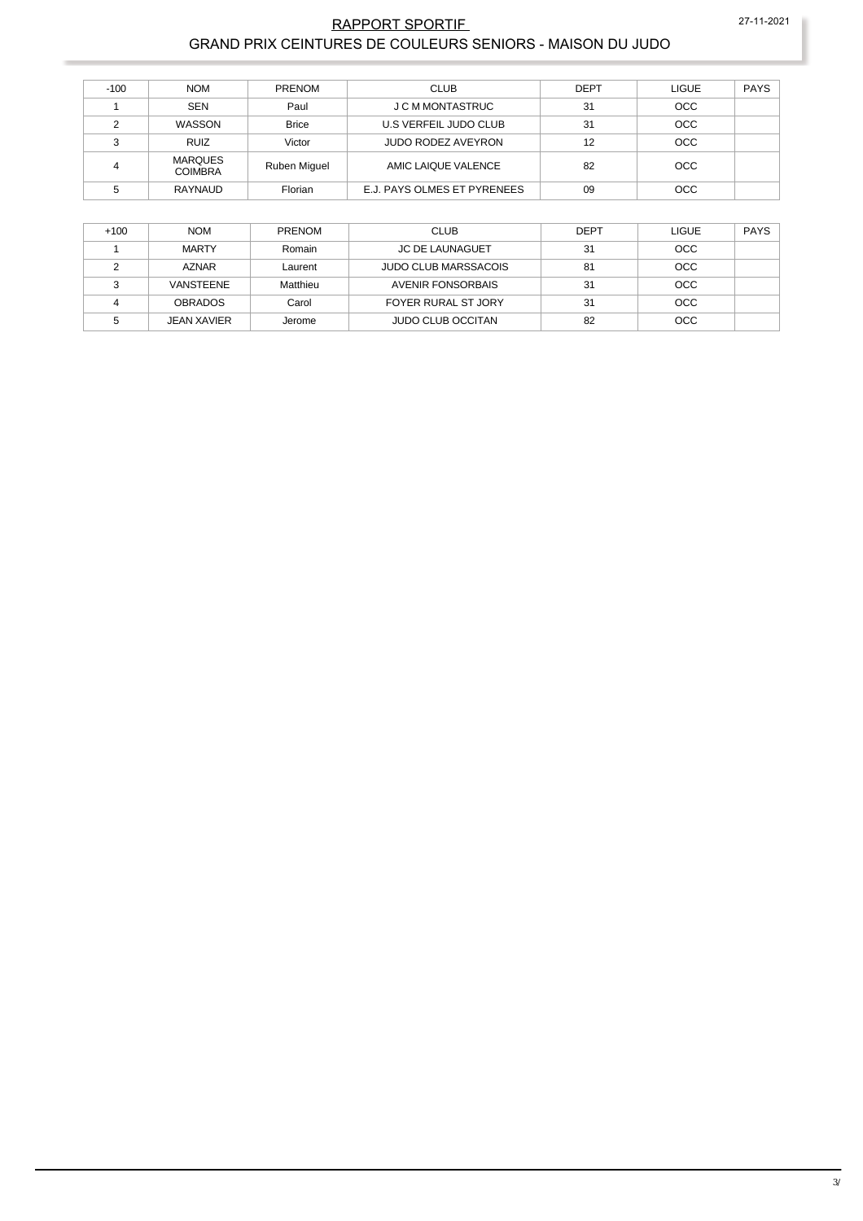## RAPPORT SPORTIF

## GRAND PRIX CEINTURES DE COULEURS SENIORS - MAISON DU JUDO

| -100 | NOM | PRENOM | CLUB | DEPT | LIGUE | PAYS |
|---|---|---|---|---|---|---|
| 1 | SEN | Paul | J C M MONTASTRUC | 31 | OCC | |
| 2 | WASSON | Brice | U.S VERFEIL JUDO CLUB | 31 | OCC | |
| 3 | RUIZ | Victor | JUDO RODEZ AVEYRON | 12 | OCC | |
| 4 | MARQUES COIMBRA | Ruben Miguel | AMIC LAIQUE VALENCE | 82 | OCC | |
| 5 | RAYNAUD | Florian | E.J. PAYS OLMES ET PYRENEES | 09 | OCC | |

| +100 | NOM | PRENOM | CLUB | DEPT | LIGUE | PAYS |
|---|---|---|---|---|---|---|
| 1 | MARTY | Romain | JC DE LAUNAGUET | 31 | OCC | |
| 2 | AZNAR | Laurent | JUDO CLUB MARSSACOIS | 81 | OCC | |
| 3 | VANSTEENE | Matthieu | AVENIR FONSORBAIS | 31 | OCC | |
| 4 | OBRADOS | Carol | FOYER RURAL ST JORY | 31 | OCC | |
| 5 | JEAN XAVIER | Jerome | JUDO CLUB OCCITAN | 82 | OCC | |